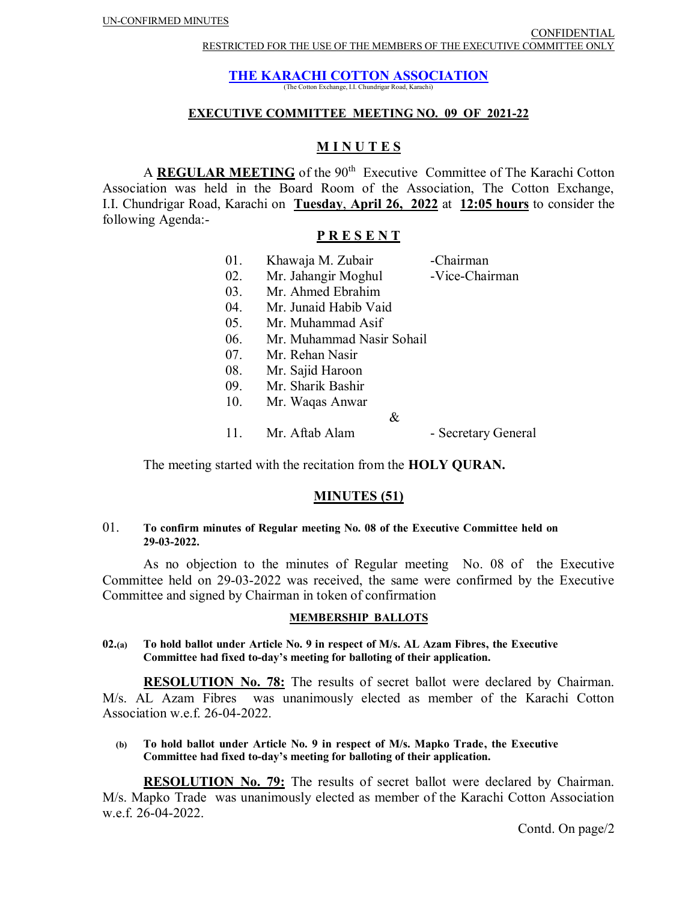UN-CONFIRMED MINUTES

CONFIDENTIAL

RESTRICTED FOR THE USE OF THE MEMBERS OF THE EXECUTIVE COMMITTEE ONLY

# THE KARACHI COTTON ASSOCIATION

(The Cotton Exchange, I.I. Chundrigar Road, Karachi)

## EXECUTIVE COMMITTEE MEETING NO. 09 OF 2021-22

## M I N U T E S

A **REGULAR MEETING** of the 90th Executive Committee of The Karachi Cotton Association was held in the Board Room of the Association, The Cotton Exchange, I.I. Chundrigar Road, Karachi on **Tuesday, April 26, 2022** at **12:05 hours** to consider the following Agenda:-

## P R E S E N T

| | | |
|---|---|---|
| 01. | Khawaja M. Zubair | -Chairman |
| 02. | Mr. Jahangir Moghul | -Vice-Chairman |
| 03. | Mr. Ahmed Ebrahim | |
| 04. | Mr. Junaid Habib Vaid | |
| 05. | Mr. Muhammad Asif | |
| 06. | Mr. Muhammad Nasir Sohail | |
| 07. | Mr. Rehan Nasir | |
| 08. | Mr. Sajid Haroon | |
| 09. | Mr. Sharik Bashir | |
| 10. | Mr. Waqas Anwar | |
| | & | |
| 11. | Mr. Aftab Alam | - Secretary General |

The meeting started with the recitation from the **HOLY QURAN.**

## MINUTES (51)

01. **To confirm minutes of Regular meeting No. 08 of the Executive Committee held on 29-03-2022.**

As no objection to the minutes of Regular meeting No. 08 of the Executive Committee held on 29-03-2022 was received, the same were confirmed by the Executive Committee and signed by Chairman in token of confirmation

### MEMBERSHIP BALLOTS

**02.(a) To hold ballot under Article No. 9 in respect of M/s. AL Azam Fibres, the Executive Committee had fixed to-day's meeting for balloting of their application.**

**RESOLUTION No. 78:** The results of secret ballot were declared by Chairman. M/s. AL Azam Fibres was unanimously elected as member of the Karachi Cotton Association w.e.f. 26-04-2022.

**(b) To hold ballot under Article No. 9 in respect of M/s. Mapko Trade, the Executive Committee had fixed to-day's meeting for balloting of their application.**

**RESOLUTION No. 79:** The results of secret ballot were declared by Chairman. M/s. Mapko Trade was unanimously elected as member of the Karachi Cotton Association w.e.f. 26-04-2022.

Contd. On page/2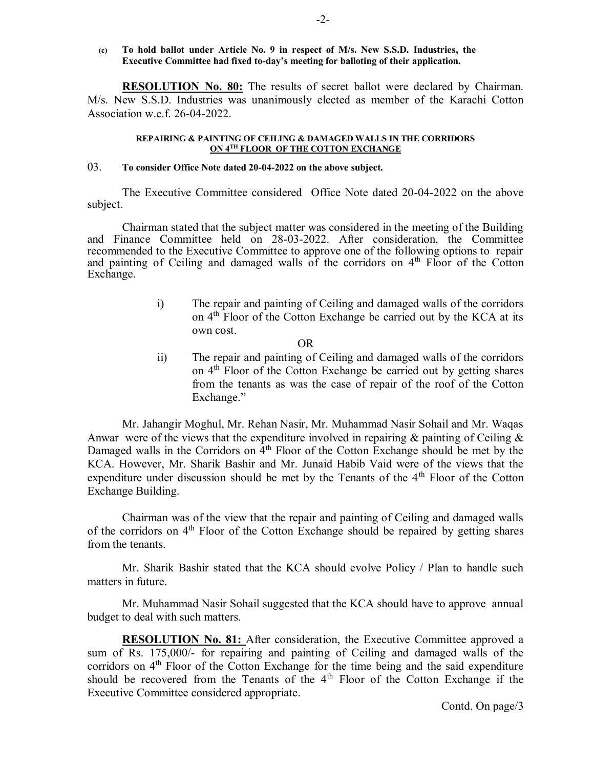**(c) To hold ballot under Article No. 9 in respect of M/s. New S.S.D. Industries, the Executive Committee had fixed to-day's meeting for balloting of their application.**

**RESOLUTION No. 80:** The results of secret ballot were declared by Chairman. M/s. New S.S.D. Industries was unanimously elected as member of the Karachi Cotton Association w.e.f. 26-04-2022.

**REPAIRING & PAINTING OF CEILING & DAMAGED WALLS IN THE CORRIDORS ON 4TH FLOOR OF THE COTTON EXCHANGE**

03. **To consider Office Note dated 20-04-2022 on the above subject.**

The Executive Committee considered Office Note dated 20-04-2022 on the above subject.

Chairman stated that the subject matter was considered in the meeting of the Building and Finance Committee held on 28-03-2022. After consideration, the Committee recommended to the Executive Committee to approve one of the following options to repair and painting of Ceiling and damaged walls of the corridors on 4th Floor of the Cotton Exchange.

i) The repair and painting of Ceiling and damaged walls of the corridors on 4th Floor of the Cotton Exchange be carried out by the KCA at its own cost.

OR

ii) The repair and painting of Ceiling and damaged walls of the corridors on 4th Floor of the Cotton Exchange be carried out by getting shares from the tenants as was the case of repair of the roof of the Cotton Exchange."

Mr. Jahangir Moghul, Mr. Rehan Nasir, Mr. Muhammad Nasir Sohail and Mr. Waqas Anwar were of the views that the expenditure involved in repairing & painting of Ceiling & Damaged walls in the Corridors on 4th Floor of the Cotton Exchange should be met by the KCA. However, Mr. Sharik Bashir and Mr. Junaid Habib Vaid were of the views that the expenditure under discussion should be met by the Tenants of the 4th Floor of the Cotton Exchange Building.

Chairman was of the view that the repair and painting of Ceiling and damaged walls of the corridors on 4th Floor of the Cotton Exchange should be repaired by getting shares from the tenants.

Mr. Sharik Bashir stated that the KCA should evolve Policy / Plan to handle such matters in future.

Mr. Muhammad Nasir Sohail suggested that the KCA should have to approve annual budget to deal with such matters.

**RESOLUTION No. 81:** After consideration, the Executive Committee approved a sum of Rs. 175,000/- for repairing and painting of Ceiling and damaged walls of the corridors on 4th Floor of the Cotton Exchange for the time being and the said expenditure should be recovered from the Tenants of the 4th Floor of the Cotton Exchange if the Executive Committee considered appropriate.

Contd. On page/3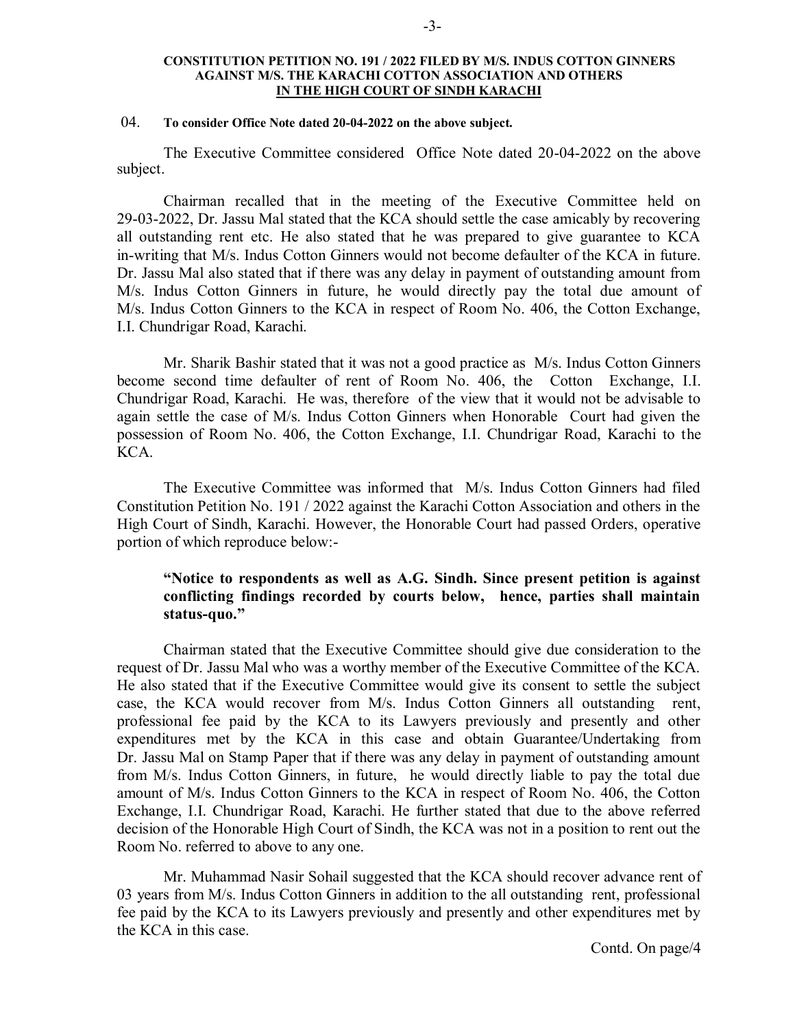**CONSTITUTION PETITION NO. 191 / 2022 FILED BY M/S. INDUS COTTON GINNERS AGAINST M/S. THE KARACHI COTTON ASSOCIATION AND OTHERS <u>IN THE HIGH COURT OF SINDH KARACHI</u>**

04. **To consider Office Note dated 20-04-2022 on the above subject.**

The Executive Committee considered Office Note dated 20-04-2022 on the above subject.

Chairman recalled that in the meeting of the Executive Committee held on 29-03-2022, Dr. Jassu Mal stated that the KCA should settle the case amicably by recovering all outstanding rent etc. He also stated that he was prepared to give guarantee to KCA in-writing that M/s. Indus Cotton Ginners would not become defaulter of the KCA in future. Dr. Jassu Mal also stated that if there was any delay in payment of outstanding amount from M/s. Indus Cotton Ginners in future, he would directly pay the total due amount of M/s. Indus Cotton Ginners to the KCA in respect of Room No. 406, the Cotton Exchange, I.I. Chundrigar Road, Karachi.

Mr. Sharik Bashir stated that it was not a good practice as M/s. Indus Cotton Ginners become second time defaulter of rent of Room No. 406, the Cotton Exchange, I.I. Chundrigar Road, Karachi. He was, therefore of the view that it would not be advisable to again settle the case of M/s. Indus Cotton Ginners when Honorable Court had given the possession of Room No. 406, the Cotton Exchange, I.I. Chundrigar Road, Karachi to the KCA.

The Executive Committee was informed that M/s. Indus Cotton Ginners had filed Constitution Petition No. 191 / 2022 against the Karachi Cotton Association and others in the High Court of Sindh, Karachi. However, the Honorable Court had passed Orders, operative portion of which reproduce below:-

> **"Notice to respondents as well as A.G. Sindh. Since present petition is against conflicting findings recorded by courts below, hence, parties shall maintain status-quo."**

Chairman stated that the Executive Committee should give due consideration to the request of Dr. Jassu Mal who was a worthy member of the Executive Committee of the KCA. He also stated that if the Executive Committee would give its consent to settle the subject case, the KCA would recover from M/s. Indus Cotton Ginners all outstanding rent, professional fee paid by the KCA to its Lawyers previously and presently and other expenditures met by the KCA in this case and obtain Guarantee/Undertaking from Dr. Jassu Mal on Stamp Paper that if there was any delay in payment of outstanding amount from M/s. Indus Cotton Ginners, in future, he would directly liable to pay the total due amount of M/s. Indus Cotton Ginners to the KCA in respect of Room No. 406, the Cotton Exchange, I.I. Chundrigar Road, Karachi. He further stated that due to the above referred decision of the Honorable High Court of Sindh, the KCA was not in a position to rent out the Room No. referred to above to any one.

Mr. Muhammad Nasir Sohail suggested that the KCA should recover advance rent of 03 years from M/s. Indus Cotton Ginners in addition to the all outstanding rent, professional fee paid by the KCA to its Lawyers previously and presently and other expenditures met by the KCA in this case.

Contd. On page/4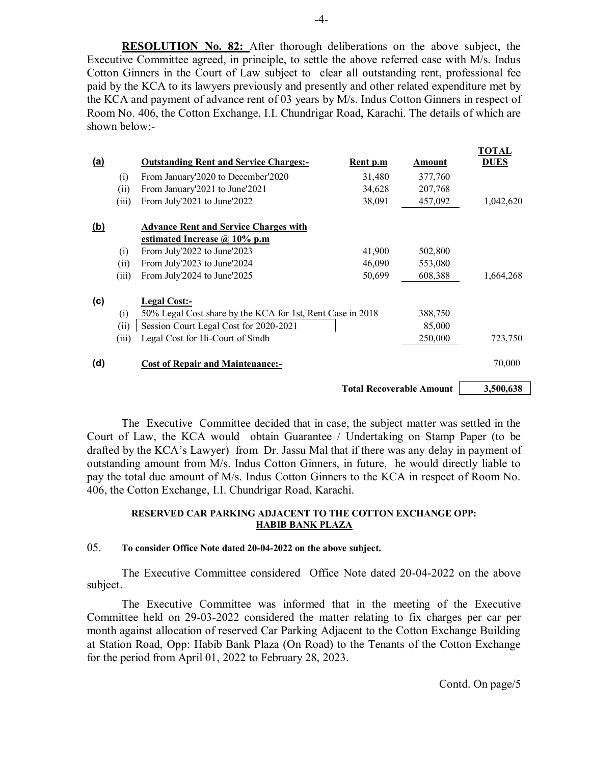**RESOLUTION No. 82:** After thorough deliberations on the above subject, the Executive Committee agreed, in principle, to settle the above referred case with M/s. Indus Cotton Ginners in the Court of Law subject to clear all outstanding rent, professional fee paid by the KCA to its lawyers previously and presently and other related expenditure met by the KCA and payment of advance rent of 03 years by M/s. Indus Cotton Ginners in respect of Room No. 406, the Cotton Exchange, I.I. Chundrigar Road, Karachi. The details of which are shown below:-

| | | | Rent p.m | Amount | TOTAL DUES |
|---|---|---|---|---|---|
| **(a)** | | **Outstanding Rent and Service Charges:-** | | | |
| | (i) | From January'2020 to December'2020 | 31,480 | 377,760 | |
| | (ii) | From January'2021 to June'2021 | 34,628 | 207,768 | |
| | (iii) | From July'2021 to June'2022 | 38,091 | 457,092 | 1,042,620 |
| **(b)** | | **Advance Rent and Service Charges with estimated Increase @ 10% p.m** | | | |
| | (i) | From July'2022 to June'2023 | 41,900 | 502,800 | |
| | (ii) | From July'2023 to June'2024 | 46,090 | 553,080 | |
| | (iii) | From July'2024 to June'2025 | 50,699 | 608,388 | 1,664,268 |
| **(c)** | | **Legal Cost:-** | | | |
| | (i) | 50% Legal Cost share by the KCA for 1st, Rent Case in 2018 | | 388,750 | |
| | (ii) | Session Court Legal Cost for 2020-2021 | | 85,000 | |
| | (iii) | Legal Cost for Hi-Court of Sindh | | 250,000 | 723,750 |
| **(d)** | | **Cost of Repair and Maintenance:-** | | | 70,000 |
| | | | | **Total Recoverable Amount** | **3,500,638** |

The Executive Committee decided that in case, the subject matter was settled in the Court of Law, the KCA would obtain Guarantee / Undertaking on Stamp Paper (to be drafted by the KCA's Lawyer) from Dr. Jassu Mal that if there was any delay in payment of outstanding amount from M/s. Indus Cotton Ginners, in future, he would directly liable to pay the total due amount of M/s. Indus Cotton Ginners to the KCA in respect of Room No. 406, the Cotton Exchange, I.I. Chundrigar Road, Karachi.

**RESERVED CAR PARKING ADJACENT TO THE COTTON EXCHANGE OPP: HABIB BANK PLAZA**

05. **To consider Office Note dated 20-04-2022 on the above subject.**

The Executive Committee considered Office Note dated 20-04-2022 on the above subject.

The Executive Committee was informed that in the meeting of the Executive Committee held on 29-03-2022 considered the matter relating to fix charges per car per month against allocation of reserved Car Parking Adjacent to the Cotton Exchange Building at Station Road, Opp: Habib Bank Plaza (On Road) to the Tenants of the Cotton Exchange for the period from April 01, 2022 to February 28, 2023.

Contd. On page/5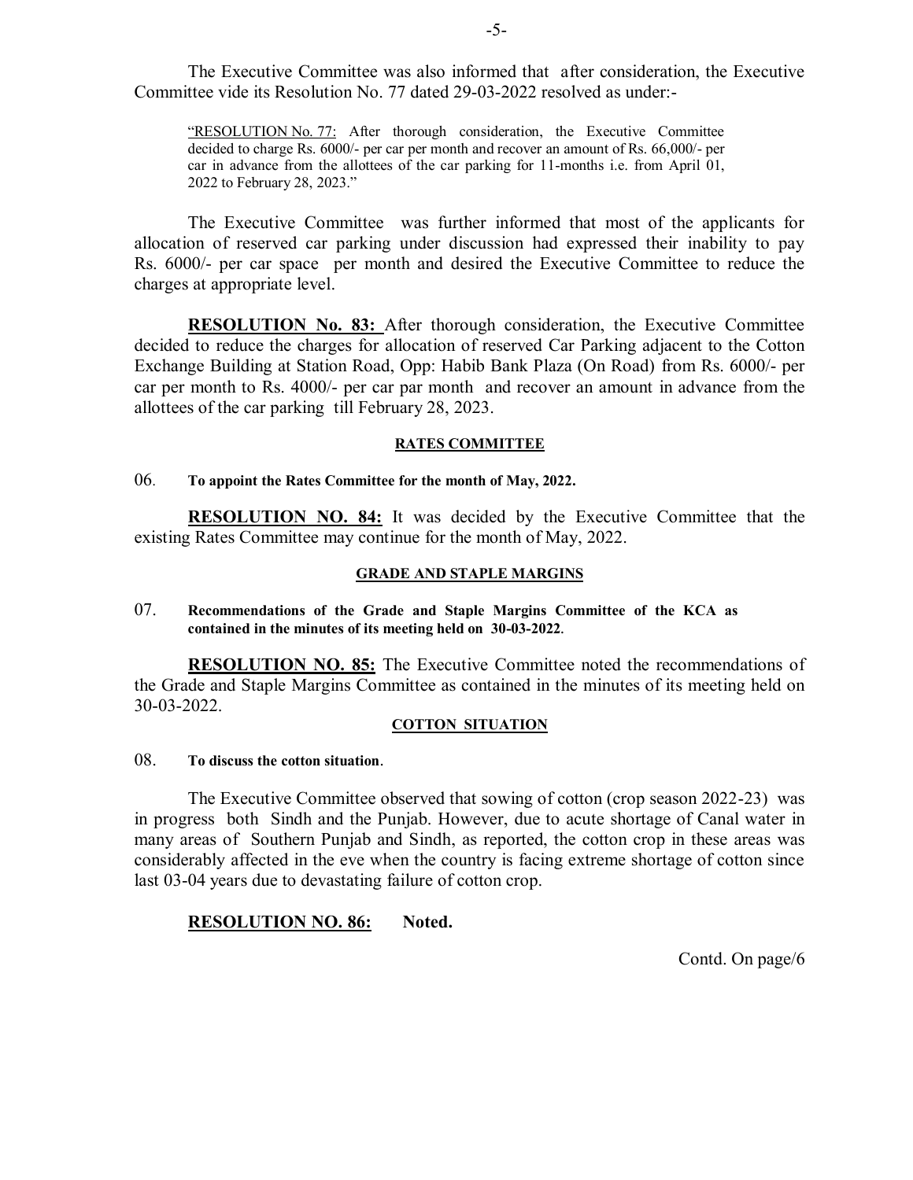The Executive Committee was also informed that after consideration, the Executive Committee vide its Resolution No. 77 dated 29-03-2022 resolved as under:-

> "RESOLUTION No. 77: After thorough consideration, the Executive Committee decided to charge Rs. 6000/- per car per month and recover an amount of Rs. 66,000/- per car in advance from the allottees of the car parking for 11-months i.e. from April 01, 2022 to February 28, 2023."

The Executive Committee was further informed that most of the applicants for allocation of reserved car parking under discussion had expressed their inability to pay Rs. 6000/- per car space per month and desired the Executive Committee to reduce the charges at appropriate level.

**RESOLUTION No. 83:** After thorough consideration, the Executive Committee decided to reduce the charges for allocation of reserved Car Parking adjacent to the Cotton Exchange Building at Station Road, Opp: Habib Bank Plaza (On Road) from Rs. 6000/- per car per month to Rs. 4000/- per car par month and recover an amount in advance from the allottees of the car parking till February 28, 2023.

### RATES COMMITTEE

06. **To appoint the Rates Committee for the month of May, 2022.**

**RESOLUTION NO. 84:** It was decided by the Executive Committee that the existing Rates Committee may continue for the month of May, 2022.

### GRADE AND STAPLE MARGINS

07. **Recommendations of the Grade and Staple Margins Committee of the KCA as contained in the minutes of its meeting held on 30-03-2022.**

**RESOLUTION NO. 85:** The Executive Committee noted the recommendations of the Grade and Staple Margins Committee as contained in the minutes of its meeting held on 30-03-2022.

### COTTON SITUATION

08. **To discuss the cotton situation**.

The Executive Committee observed that sowing of cotton (crop season 2022-23) was in progress both Sindh and the Punjab. However, due to acute shortage of Canal water in many areas of Southern Punjab and Sindh, as reported, the cotton crop in these areas was considerably affected in the eve when the country is facing extreme shortage of cotton since last 03-04 years due to devastating failure of cotton crop.

**RESOLUTION NO. 86:** **Noted.**

Contd. On page/6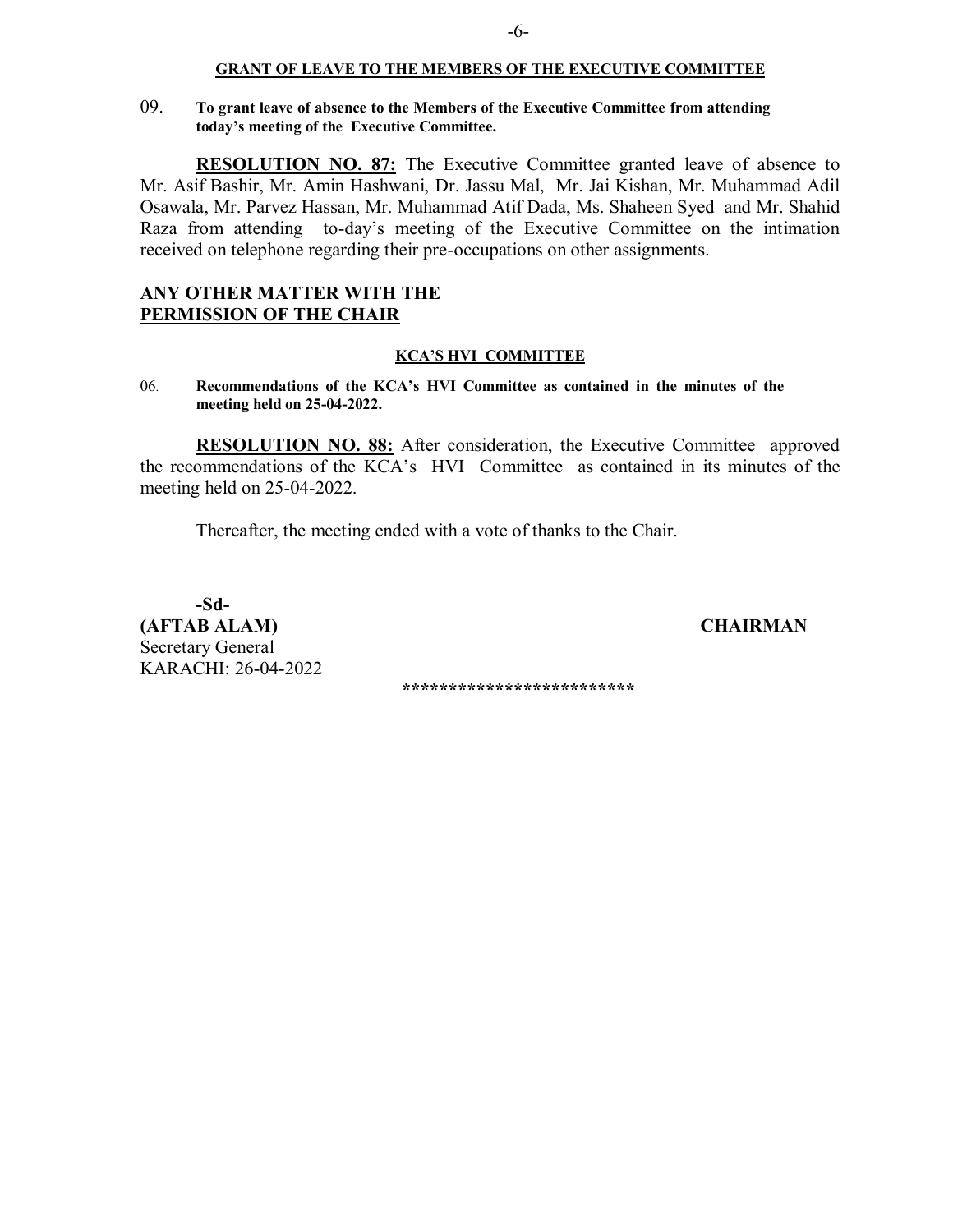#### GRANT OF LEAVE TO THE MEMBERS OF THE EXECUTIVE COMMITTEE

09. **To grant leave of absence to the Members of the Executive Committee from attending today's meeting of the Executive Committee.**

**RESOLUTION NO. 87:** The Executive Committee granted leave of absence to Mr. Asif Bashir, Mr. Amin Hashwani, Dr. Jassu Mal, Mr. Jai Kishan, Mr. Muhammad Adil Osawala, Mr. Parvez Hassan, Mr. Muhammad Atif Dada, Ms. Shaheen Syed and Mr. Shahid Raza from attending to-day's meeting of the Executive Committee on the intimation received on telephone regarding their pre-occupations on other assignments.

### ANY OTHER MATTER WITH THE PERMISSION OF THE CHAIR

#### KCA'S HVI COMMITTEE

06. **Recommendations of the KCA's HVI Committee as contained in the minutes of the meeting held on 25-04-2022.**

**RESOLUTION NO. 88:** After consideration, the Executive Committee approved the recommendations of the KCA's HVI Committee as contained in its minutes of the meeting held on 25-04-2022.

Thereafter, the meeting ended with a vote of thanks to the Chair.

**-Sd-**
**(AFTAB ALAM)**
Secretary General
KARACHI: 26-04-2022

**CHAIRMAN**

\*\*\*\*\*\*\*\*\*\*\*\*\*\*\*\*\*\*\*\*\*\*\*\*\*